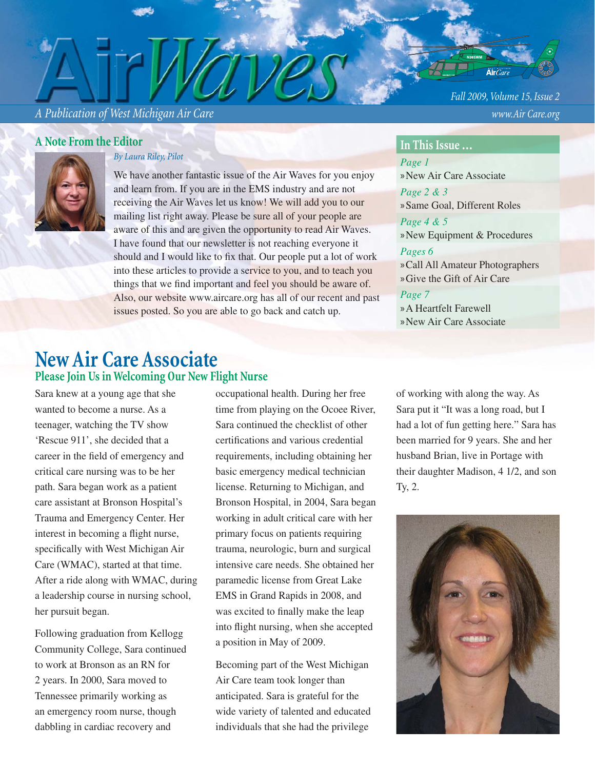# Air Waves

*A Publication of West Michigan Air Care*

*Fall 2009, Volume 15, Issue 2*

*www.Air Care.org*

## A Note From the Editor

*By Laura Riley, Pilot*

We have another fantastic issue of the Air Waves for you enjoy and learn from. If you are in the EMS industry and are not receiving the Air Waves let us know! We will add you to our mailing list right away. Please be sure all of your people are aware of this and are given the opportunity to read Air Waves. I have found that our newsletter is not reaching everyone it should and I would like to fix that. Our people put a lot of work into these articles to provide a service to you, and to teach you things that we find important and feel you should be aware of. Also, our website www.aircare.org has all of our recent and past issues posted. So you are able to go back and catch up.

## In This Issue …

*Page 1*
» New Air Care Associate

*Page 2 & 3*
» Same Goal, Different Roles

*Page 4 & 5*
» New Equipment & Procedures

*Pages 6*
» Call All Amateur Photographers
» Give the Gift of Air Care

*Page 7*
» A Heartfelt Farewell
» New Air Care Associate

# New Air Care Associate

## Please Join Us in Welcoming Our New Flight Nurse

Sara knew at a young age that she wanted to become a nurse. As a teenager, watching the TV show 'Rescue 911', she decided that a career in the field of emergency and critical care nursing was to be her path. Sara began work as a patient care assistant at Bronson Hospital's Trauma and Emergency Center. Her interest in becoming a flight nurse, specifically with West Michigan Air Care (WMAC), started at that time. After a ride along with WMAC, during a leadership course in nursing school, her pursuit began.

Following graduation from Kellogg Community College, Sara continued to work at Bronson as an RN for 2 years. In 2000, Sara moved to Tennessee primarily working as an emergency room nurse, though dabbling in cardiac recovery and occupational health. During her free time from playing on the Ocoee River, Sara continued the checklist of other certifications and various credential requirements, including obtaining her basic emergency medical technician license. Returning to Michigan, and Bronson Hospital, in 2004, Sara began working in adult critical care with her primary focus on patients requiring trauma, neurologic, burn and surgical intensive care needs. She obtained her paramedic license from Great Lake EMS in Grand Rapids in 2008, and was excited to finally make the leap into flight nursing, when she accepted a position in May of 2009.

Becoming part of the West Michigan Air Care team took longer than anticipated. Sara is grateful for the wide variety of talented and educated individuals that she had the privilege of working with along the way. As Sara put it "It was a long road, but I had a lot of fun getting here." Sara has been married for 9 years. She and her husband Brian, live in Portage with their daughter Madison, 4 1/2, and son Ty, 2.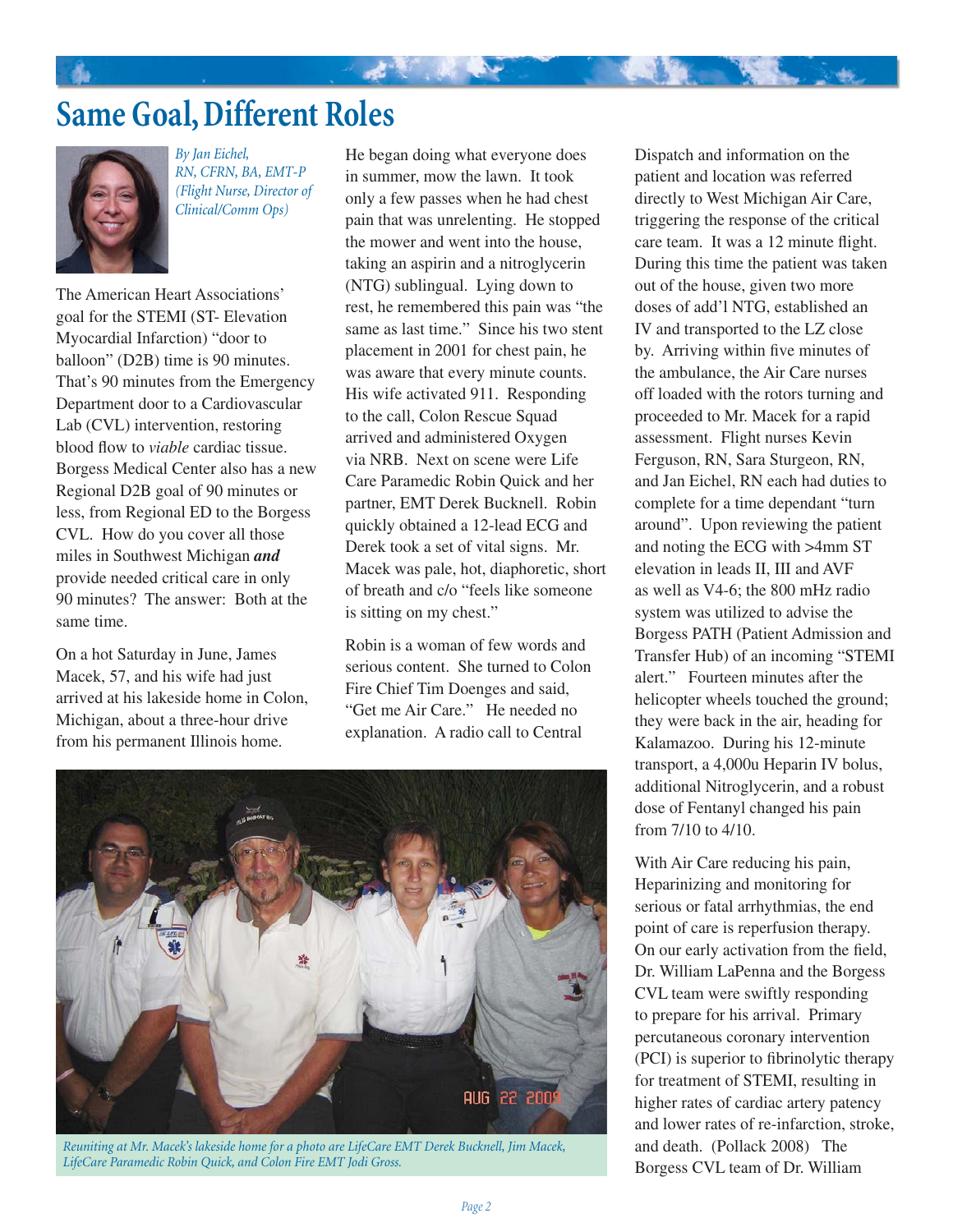# Same Goal, Different Roles

*By Jan Eichel, RN, CFRN, BA, EMT-P (Flight Nurse, Director of Clinical/Comm Ops)*

The American Heart Associations' goal for the STEMI (ST- Elevation Myocardial Infarction) "door to balloon" (D2B) time is 90 minutes. That's 90 minutes from the Emergency Department door to a Cardiovascular Lab (CVL) intervention, restoring blood flow to *viable* cardiac tissue. Borgess Medical Center also has a new Regional D2B goal of 90 minutes or less, from Regional ED to the Borgess CVL. How do you cover all those miles in Southwest Michigan ***and*** provide needed critical care in only 90 minutes? The answer: Both at the same time.

On a hot Saturday in June, James Macek, 57, and his wife had just arrived at his lakeside home in Colon, Michigan, about a three-hour drive from his permanent Illinois home.

He began doing what everyone does in summer, mow the lawn. It took only a few passes when he had chest pain that was unrelenting. He stopped the mower and went into the house, taking an aspirin and a nitroglycerin (NTG) sublingual. Lying down to rest, he remembered this pain was "the same as last time." Since his two stent placement in 2001 for chest pain, he was aware that every minute counts. His wife activated 911. Responding to the call, Colon Rescue Squad arrived and administered Oxygen via NRB. Next on scene were Life Care Paramedic Robin Quick and her partner, EMT Derek Bucknell. Robin quickly obtained a 12-lead ECG and Derek took a set of vital signs. Mr. Macek was pale, hot, diaphoretic, short of breath and c/o "feels like someone is sitting on my chest."

Robin is a woman of few words and serious content. She turned to Colon Fire Chief Tim Doenges and said, "Get me Air Care." He needed no explanation. A radio call to Central Dispatch and information on the patient and location was referred directly to West Michigan Air Care, triggering the response of the critical care team. It was a 12 minute flight. During this time the patient was taken out of the house, given two more doses of add'l NTG, established an IV and transported to the LZ close by. Arriving within five minutes of the ambulance, the Air Care nurses off loaded with the rotors turning and proceeded to Mr. Macek for a rapid assessment. Flight nurses Kevin Ferguson, RN, Sara Sturgeon, RN, and Jan Eichel, RN each had duties to complete for a time dependant "turn around". Upon reviewing the patient and noting the ECG with >4mm ST elevation in leads II, III and AVF as well as V4-6; the 800 mHz radio system was utilized to advise the Borgess PATH (Patient Admission and Transfer Hub) of an incoming "STEMI alert." Fourteen minutes after the helicopter wheels touched the ground; they were back in the air, heading for Kalamazoo. During his 12-minute transport, a 4,000u Heparin IV bolus, additional Nitroglycerin, and a robust dose of Fentanyl changed his pain from 7/10 to 4/10.

*Reuniting at Mr. Macek's lakeside home for a photo are LifeCare EMT Derek Bucknell, Jim Macek, LifeCare Paramedic Robin Quick, and Colon Fire EMT Jodi Gross.*

With Air Care reducing his pain, Heparinizing and monitoring for serious or fatal arrhythmias, the end point of care is reperfusion therapy. On our early activation from the field, Dr. William LaPenna and the Borgess CVL team were swiftly responding to prepare for his arrival. Primary percutaneous coronary intervention (PCI) is superior to fibrinolytic therapy for treatment of STEMI, resulting in higher rates of cardiac artery patency and lower rates of re-infarction, stroke, and death. (Pollack 2008) The Borgess CVL team of Dr. William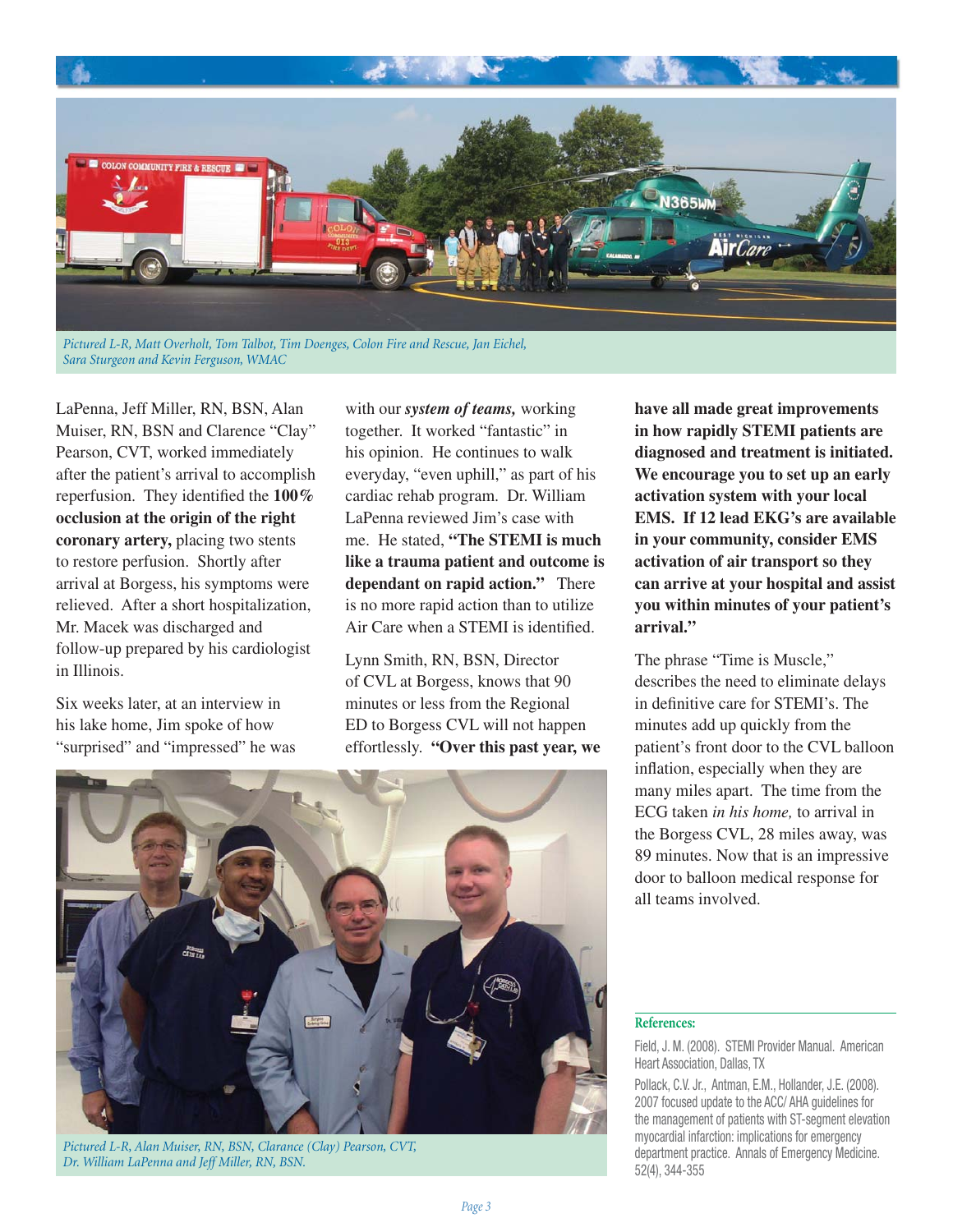*Pictured L-R, Matt Overholt, Tom Talbot, Tim Doenges, Colon Fire and Rescue, Jan Eichel, Sara Sturgeon and Kevin Ferguson, WMAC*

LaPenna, Jeff Miller, RN, BSN, Alan Muiser, RN, BSN and Clarence "Clay" Pearson, CVT, worked immediately after the patient's arrival to accomplish reperfusion. They identified the **100% occlusion at the origin of the right coronary artery,** placing two stents to restore perfusion. Shortly after arrival at Borgess, his symptoms were relieved. After a short hospitalization, Mr. Macek was discharged and follow-up prepared by his cardiologist in Illinois.

Six weeks later, at an interview in his lake home, Jim spoke of how "surprised" and "impressed" he was with our ***system of teams,*** working together. It worked "fantastic" in his opinion. He continues to walk everyday, "even uphill," as part of his cardiac rehab program. Dr. William LaPenna reviewed Jim's case with me. He stated, **"The STEMI is much like a trauma patient and outcome is dependant on rapid action."** There is no more rapid action than to utilize Air Care when a STEMI is identified.

Lynn Smith, RN, BSN, Director of CVL at Borgess, knows that 90 minutes or less from the Regional ED to Borgess CVL will not happen effortlessly. **"Over this past year, we have all made great improvements in how rapidly STEMI patients are diagnosed and treatment is initiated. We encourage you to set up an early activation system with your local EMS. If 12 lead EKG's are available in your community, consider EMS activation of air transport so they can arrive at your hospital and assist you within minutes of your patient's arrival."**

The phrase "Time is Muscle," describes the need to eliminate delays in definitive care for STEMI's. The minutes add up quickly from the patient's front door to the CVL balloon inflation, especially when they are many miles apart. The time from the ECG taken *in his home,* to arrival in the Borgess CVL, 28 miles away, was 89 minutes. Now that is an impressive door to balloon medical response for all teams involved.

*Pictured L-R, Alan Muiser, RN, BSN, Clarance (Clay) Pearson, CVT, Dr. William LaPenna and Jeff Miller, RN, BSN.*

**References:**

Field, J. M. (2008). STEMI Provider Manual. American Heart Association, Dallas, TX

Pollack, C.V. Jr., Antman, E.M., Hollander, J.E. (2008). 2007 focused update to the ACC/ AHA guidelines for the management of patients with ST-segment elevation myocardial infarction: implications for emergency department practice. Annals of Emergency Medicine. 52(4), 344-355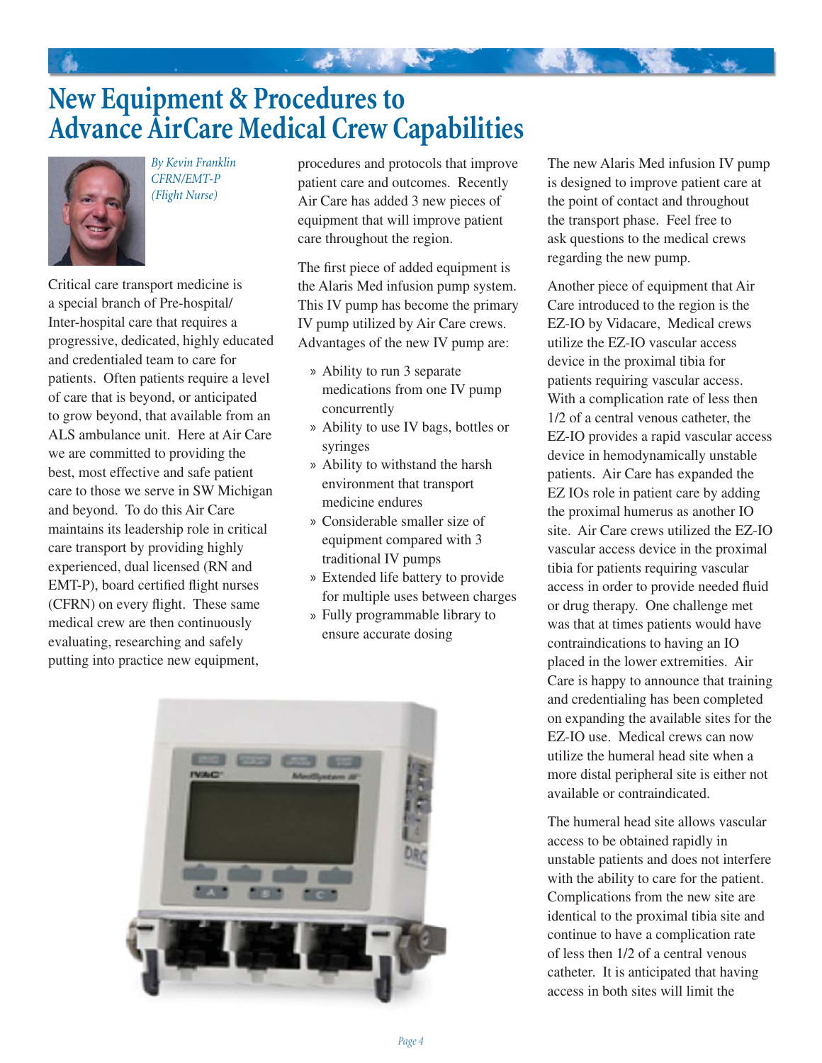# New Equipment & Procedures to Advance AirCare Medical Crew Capabilities

*By Kevin Franklin CFRN/EMT-P (Flight Nurse)*

Critical care transport medicine is a special branch of Pre-hospital/ Inter-hospital care that requires a progressive, dedicated, highly educated and credentialed team to care for patients. Often patients require a level of care that is beyond, or anticipated to grow beyond, that available from an ALS ambulance unit. Here at Air Care we are committed to providing the best, most effective and safe patient care to those we serve in SW Michigan and beyond. To do this Air Care maintains its leadership role in critical care transport by providing highly experienced, dual licensed (RN and EMT-P), board certified flight nurses (CFRN) on every flight. These same medical crew are then continuously evaluating, researching and safely putting into practice new equipment, procedures and protocols that improve patient care and outcomes. Recently Air Care has added 3 new pieces of equipment that will improve patient care throughout the region.

The first piece of added equipment is the Alaris Med infusion pump system. This IV pump has become the primary IV pump utilized by Air Care crews. Advantages of the new IV pump are:

- Ability to run 3 separate medications from one IV pump concurrently
- Ability to use IV bags, bottles or syringes
- Ability to withstand the harsh environment that transport medicine endures
- Considerable smaller size of equipment compared with 3 traditional IV pumps
- Extended life battery to provide for multiple uses between charges
- Fully programmable library to ensure accurate dosing

The new Alaris Med infusion IV pump is designed to improve patient care at the point of contact and throughout the transport phase. Feel free to ask questions to the medical crews regarding the new pump.

Another piece of equipment that Air Care introduced to the region is the EZ-IO by Vidacare, Medical crews utilize the EZ-IO vascular access device in the proximal tibia for patients requiring vascular access. With a complication rate of less then 1/2 of a central venous catheter, the EZ-IO provides a rapid vascular access device in hemodynamically unstable patients. Air Care has expanded the EZ IOs role in patient care by adding the proximal humerus as another IO site. Air Care crews utilized the EZ-IO vascular access device in the proximal tibia for patients requiring vascular access in order to provide needed fluid or drug therapy. One challenge met was that at times patients would have contraindications to having an IO placed in the lower extremities. Air Care is happy to announce that training and credentialing has been completed on expanding the available sites for the EZ-IO use. Medical crews can now utilize the humeral head site when a more distal peripheral site is either not available or contraindicated.

The humeral head site allows vascular access to be obtained rapidly in unstable patients and does not interfere with the ability to care for the patient. Complications from the new site are identical to the proximal tibia site and continue to have a complication rate of less then 1/2 of a central venous catheter. It is anticipated that having access in both sites will limit the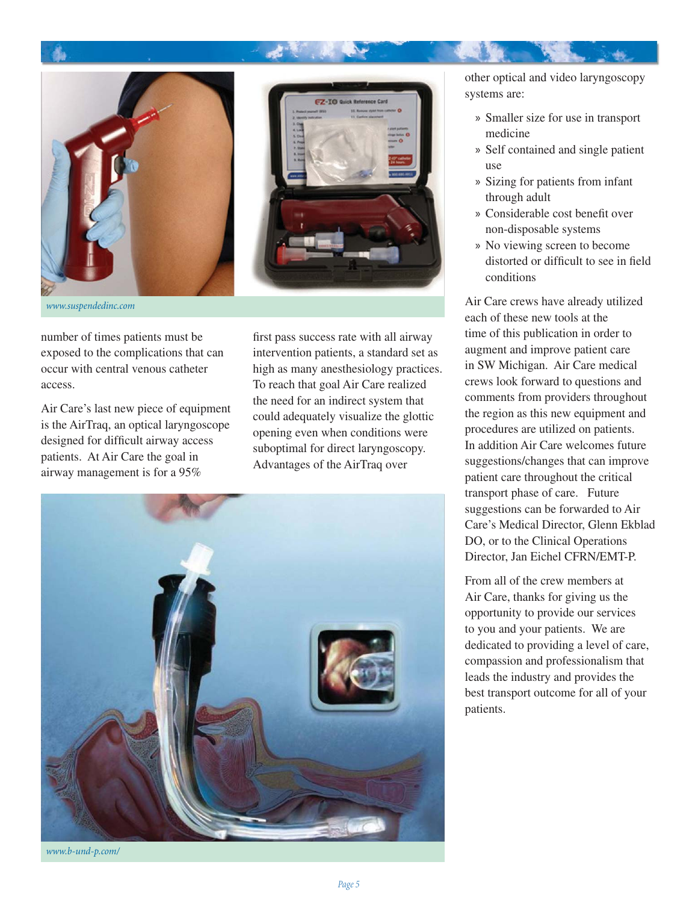www.suspendedinc.com

number of times patients must be exposed to the complications that can occur with central venous catheter access.

Air Care's last new piece of equipment is the AirTraq, an optical laryngoscope designed for difficult airway access patients. At Air Care the goal in airway management is for a 95% first pass success rate with all airway intervention patients, a standard set as high as many anesthesiology practices. To reach that goal Air Care realized the need for an indirect system that could adequately visualize the glottic opening even when conditions were suboptimal for direct laryngoscopy. Advantages of the AirTraq over other optical and video laryngoscopy systems are:

- Smaller size for use in transport medicine
- Self contained and single patient use
- Sizing for patients from infant through adult
- Considerable cost benefit over non-disposable systems
- No viewing screen to become distorted or difficult to see in field conditions

www.b-und-p.com/

Air Care crews have already utilized each of these new tools at the time of this publication in order to augment and improve patient care in SW Michigan. Air Care medical crews look forward to questions and comments from providers throughout the region as this new equipment and procedures are utilized on patients. In addition Air Care welcomes future suggestions/changes that can improve patient care throughout the critical transport phase of care. Future suggestions can be forwarded to Air Care's Medical Director, Glenn Ekblad DO, or to the Clinical Operations Director, Jan Eichel CFRN/EMT-P.

From all of the crew members at Air Care, thanks for giving us the opportunity to provide our services to you and your patients. We are dedicated to providing a level of care, compassion and professionalism that leads the industry and provides the best transport outcome for all of your patients.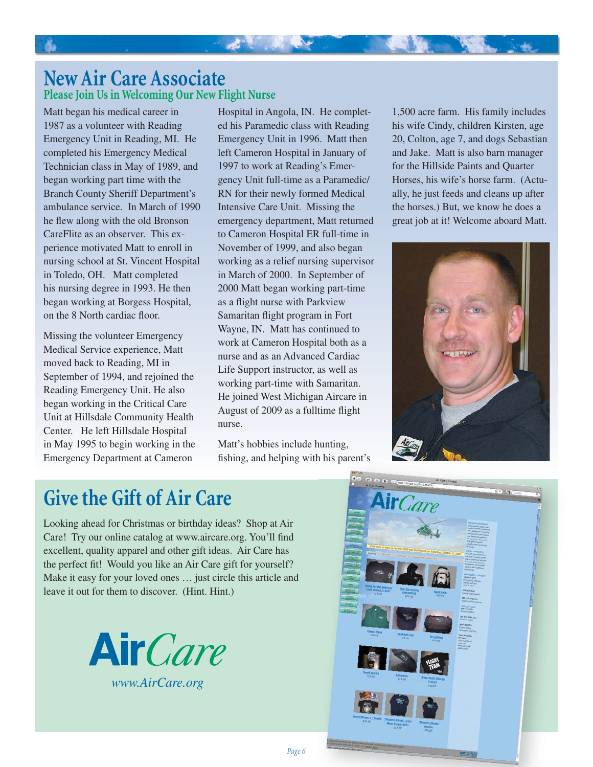# New Air Care Associate

## Please Join Us in Welcoming Our New Flight Nurse

Matt began his medical career in 1987 as a volunteer with Reading Emergency Unit in Reading, MI. He completed his Emergency Medical Technician class in May of 1989, and began working part time with the Branch County Sheriff Department's ambulance service. In March of 1990 he flew along with the old Bronson CareFlite as an observer. This experience motivated Matt to enroll in nursing school at St. Vincent Hospital in Toledo, OH. Matt completed his nursing degree in 1993. He then began working at Borgess Hospital, on the 8 North cardiac floor.

Missing the volunteer Emergency Medical Service experience, Matt moved back to Reading, MI in September of 1994, and rejoined the Reading Emergency Unit. He also began working in the Critical Care Unit at Hillsdale Community Health Center. He left Hillsdale Hospital in May 1995 to begin working in the Emergency Department at Cameron Hospital in Angola, IN. He completed his Paramedic class with Reading Emergency Unit in 1996. Matt then left Cameron Hospital in January of 1997 to work at Reading's Emergency Unit full-time as a Paramedic/RN for their newly formed Medical Intensive Care Unit. Missing the emergency department, Matt returned to Cameron Hospital ER full-time in November of 1999, and also began working as a relief nursing supervisor in March of 2000. In September of 2000 Matt began working part-time as a flight nurse with Parkview Samaritan flight program in Fort Wayne, IN. Matt has continued to work at Cameron Hospital both as a nurse and as an Advanced Cardiac Life Support instructor, as well as working part-time with Samaritan. He joined West Michigan Aircare in August of 2009 as a fulltime flight nurse.

Matt's hobbies include hunting, fishing, and helping with his parent's 1,500 acre farm. His family includes his wife Cindy, children Kirsten, age 20, Colton, age 7, and dogs Sebastian and Jake. Matt is also barn manager for the Hillside Paints and Quarter Horses, his wife's horse farm. (Actually, he just feeds and cleans up after the horses.) But, we know he does a great job at it! Welcome aboard Matt.

# Give the Gift of Air Care

Looking ahead for Christmas or birthday ideas? Shop at Air Care! Try our online catalog at www.aircare.org. You'll find excellent, quality apparel and other gift ideas. Air Care has the perfect fit! Would you like an Air Care gift for yourself? Make it easy for your loved ones … just circle this article and leave it out for them to discover. (Hint. Hint.)

**Air***Care*

*www.AirCare.org*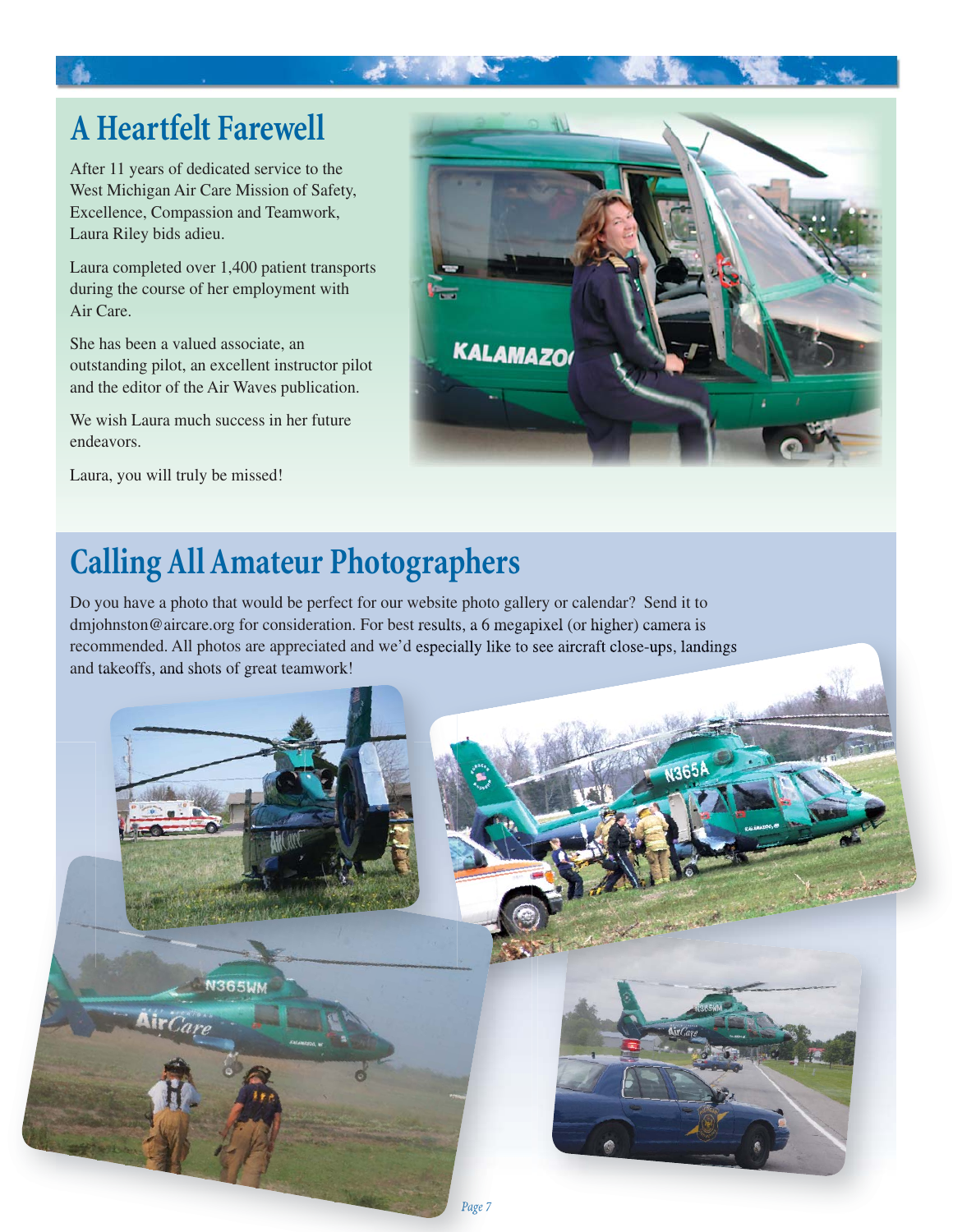# A Heartfelt Farewell

After 11 years of dedicated service to the West Michigan Air Care Mission of Safety, Excellence, Compassion and Teamwork, Laura Riley bids adieu.

Laura completed over 1,400 patient transports during the course of her employment with Air Care.

She has been a valued associate, an outstanding pilot, an excellent instructor pilot and the editor of the Air Waves publication.

We wish Laura much success in her future endeavors.

Laura, you will truly be missed!

# Calling All Amateur Photographers

Do you have a photo that would be perfect for our website photo gallery or calendar? Send it to dmjohnston@aircare.org for consideration. For best results, a 6 megapixel (or higher) camera is recommended. All photos are appreciated and we'd especially like to see aircraft close-ups, landings and takeoffs, and shots of great teamwork!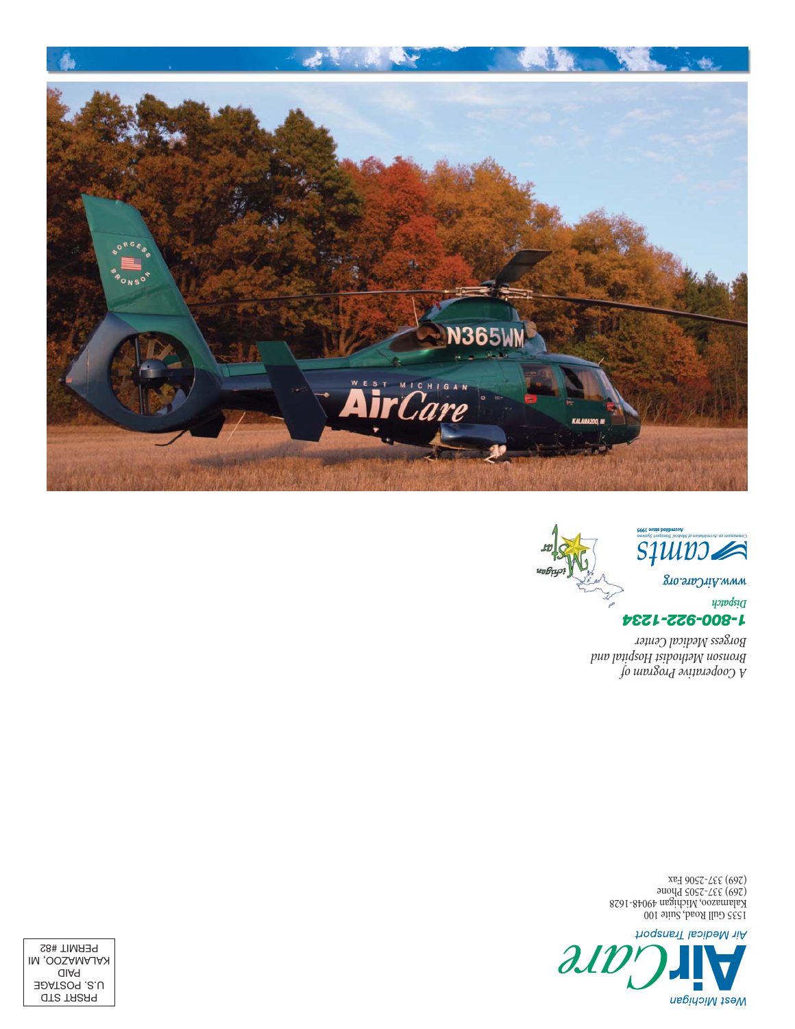West Michigan

**AirCare**

*Air Medical Transport*

1535 Gull Road, Suite 100
Kalamazoo, Michigan 49048-1628
(269) 337-2505 Phone
(269) 337-2506 Fax

PRSRT STD
U.S. POSTAGE
PAID
KALAMAZOO, MI
PERMIT #82

*A Cooperative Program of*
*Bronson Methodist Hospital and*
*Borgess Medical Center*

**1-800-922-1234**
*Dispatch*

*www.AirCare.org*

camts
Commission on Accreditation of Medical Transport Systems
Accredited since 1995